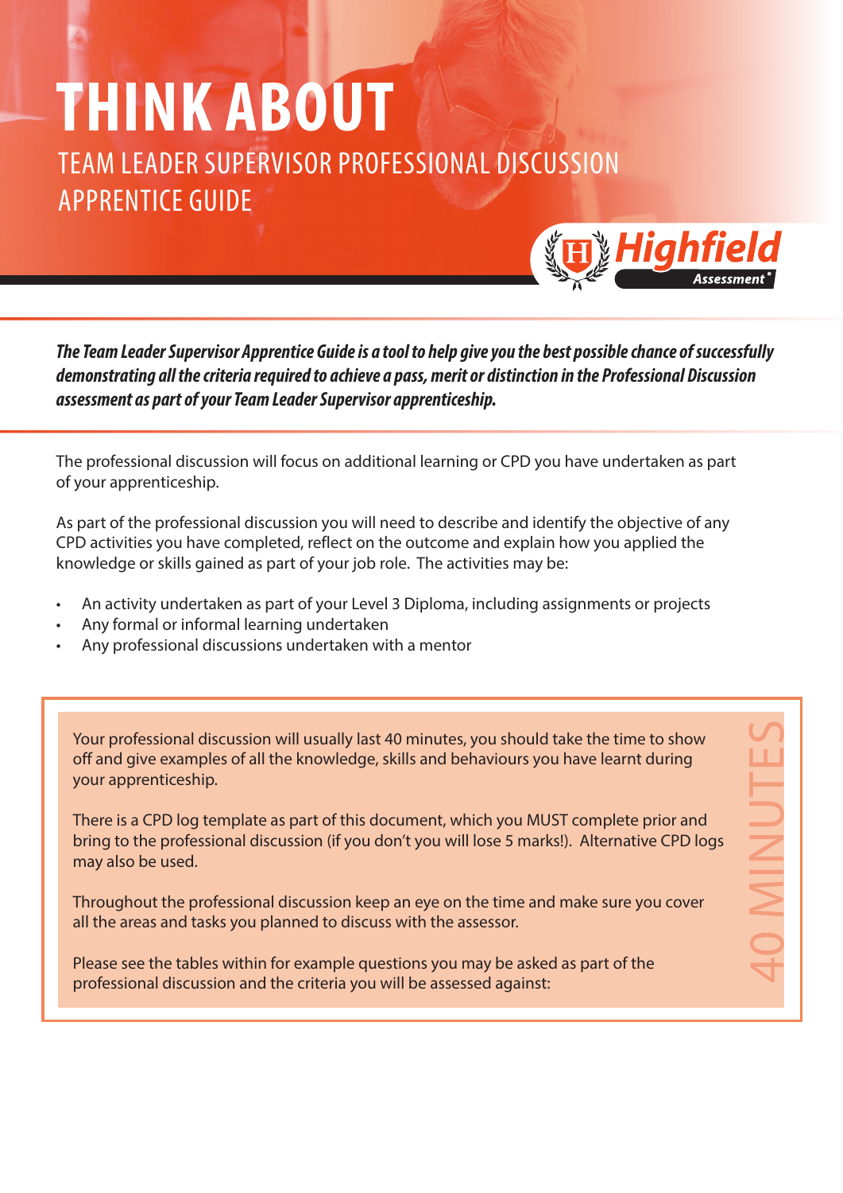# THINK ABOUT

## TEAM LEADER SUPERVISOR PROFESSIONAL DISCUSSION APPRENTICE GUIDE

Highfield Assessment

***The Team Leader Supervisor Apprentice Guide is a tool to help give you the best possible chance of successfully demonstrating all the criteria required to achieve a pass, merit or distinction in the Professional Discussion assessment as part of your Team Leader Supervisor apprenticeship.***

The professional discussion will focus on additional learning or CPD you have undertaken as part of your apprenticeship.

As part of the professional discussion you will need to describe and identify the objective of any CPD activities you have completed, reflect on the outcome and explain how you applied the knowledge or skills gained as part of your job role. The activities may be:

- An activity undertaken as part of your Level 3 Diploma, including assignments or projects
- Any formal or informal learning undertaken
- Any professional discussions undertaken with a mentor

40 MINUTES

Your professional discussion will usually last 40 minutes, you should take the time to show off and give examples of all the knowledge, skills and behaviours you have learnt during your apprenticeship.

There is a CPD log template as part of this document, which you MUST complete prior and bring to the professional discussion (if you don't you will lose 5 marks!). Alternative CPD logs may also be used.

Throughout the professional discussion keep an eye on the time and make sure you cover all the areas and tasks you planned to discuss with the assessor.

Please see the tables within for example questions you may be asked as part of the professional discussion and the criteria you will be assessed against: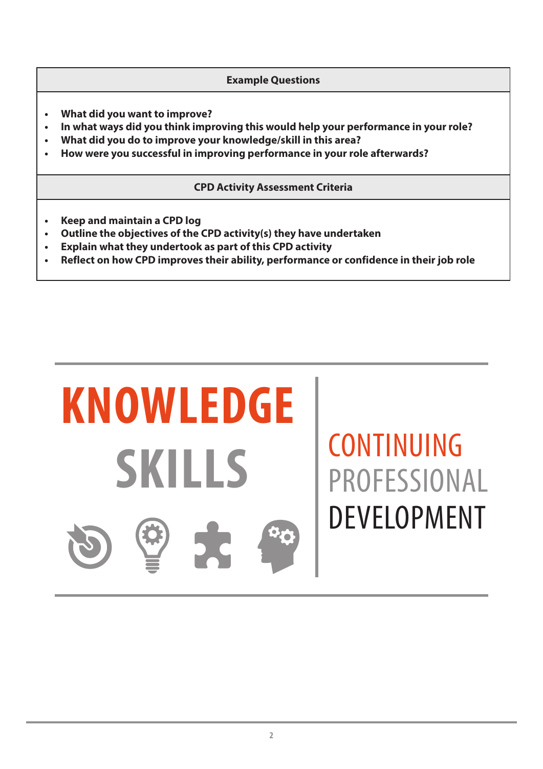| Example Questions |
| --- |
| • What did you want to improve?<br>• In what ways did you think improving this would help your performance in your role?<br>• What did you do to improve your knowledge/skill in this area?<br>• How were you successful in improving performance in your role afterwards? |
| **CPD Activity Assessment Criteria** |
| • Keep and maintain a CPD log<br>• Outline the objectives of the CPD activity(s) they have undertaken<br>• Explain what they undertook as part of this CPD activity<br>• Reflect on how CPD improves their ability, performance or confidence in their job role |

**KNOWLEDGE**

**SKILLS**

CONTINUING
PROFESSIONAL
DEVELOPMENT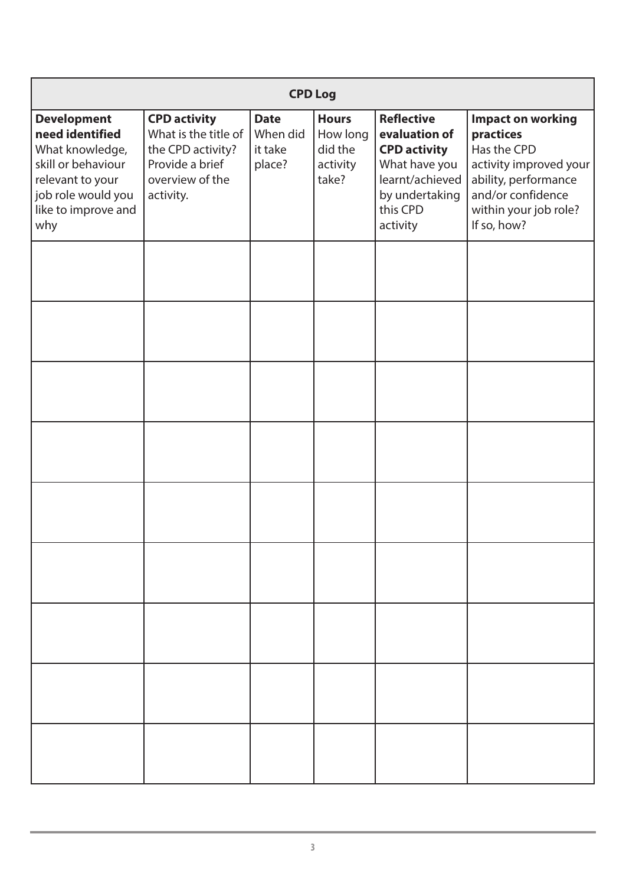## CPD Log

| **Development need identified** What knowledge, skill or behaviour relevant to your job role would you like to improve and why | **CPD activity** What is the title of the CPD activity? Provide a brief overview of the activity. | **Date** When did it take place? | **Hours** How long did the activity take? | **Reflective evaluation of CPD activity** What have you learnt/achieved by undertaking this CPD activity | **Impact on working practices** Has the CPD activity improved your ability, performance and/or confidence within your job role? If so, how? |
|---|---|---|---|---|---|
| | | | | | |
| | | | | | |
| | | | | | |
| | | | | | |
| | | | | | |
| | | | | | |
| | | | | | |
| | | | | | |
| | | | | | |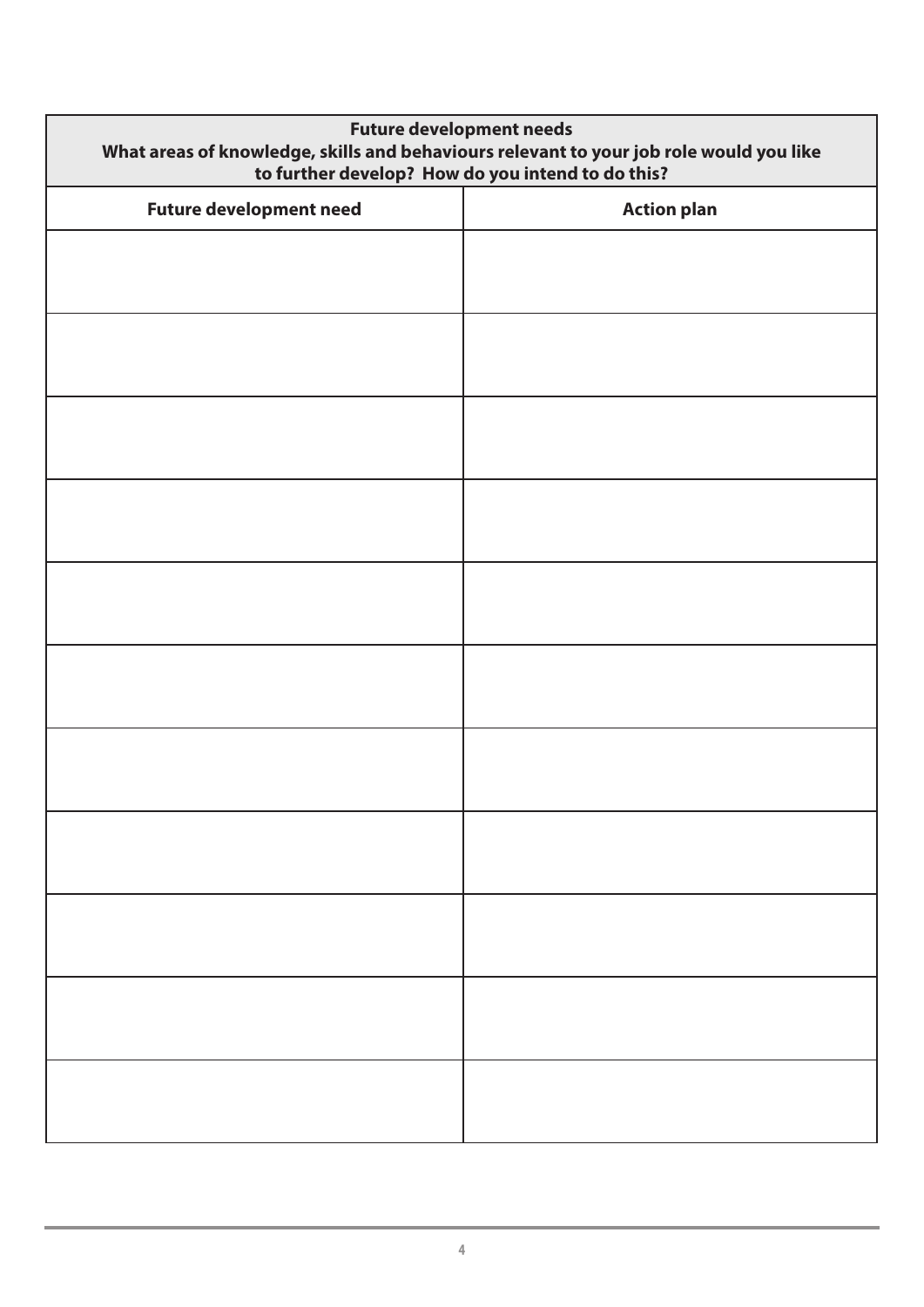**Future development needs**
**What areas of knowledge, skills and behaviours relevant to your job role would you like to further develop? How do you intend to do this?**

| Future development need | Action plan |
|---|---|
| | |
| | |
| | |
| | |
| | |
| | |
| | |
| | |
| | |
| | |
| | |